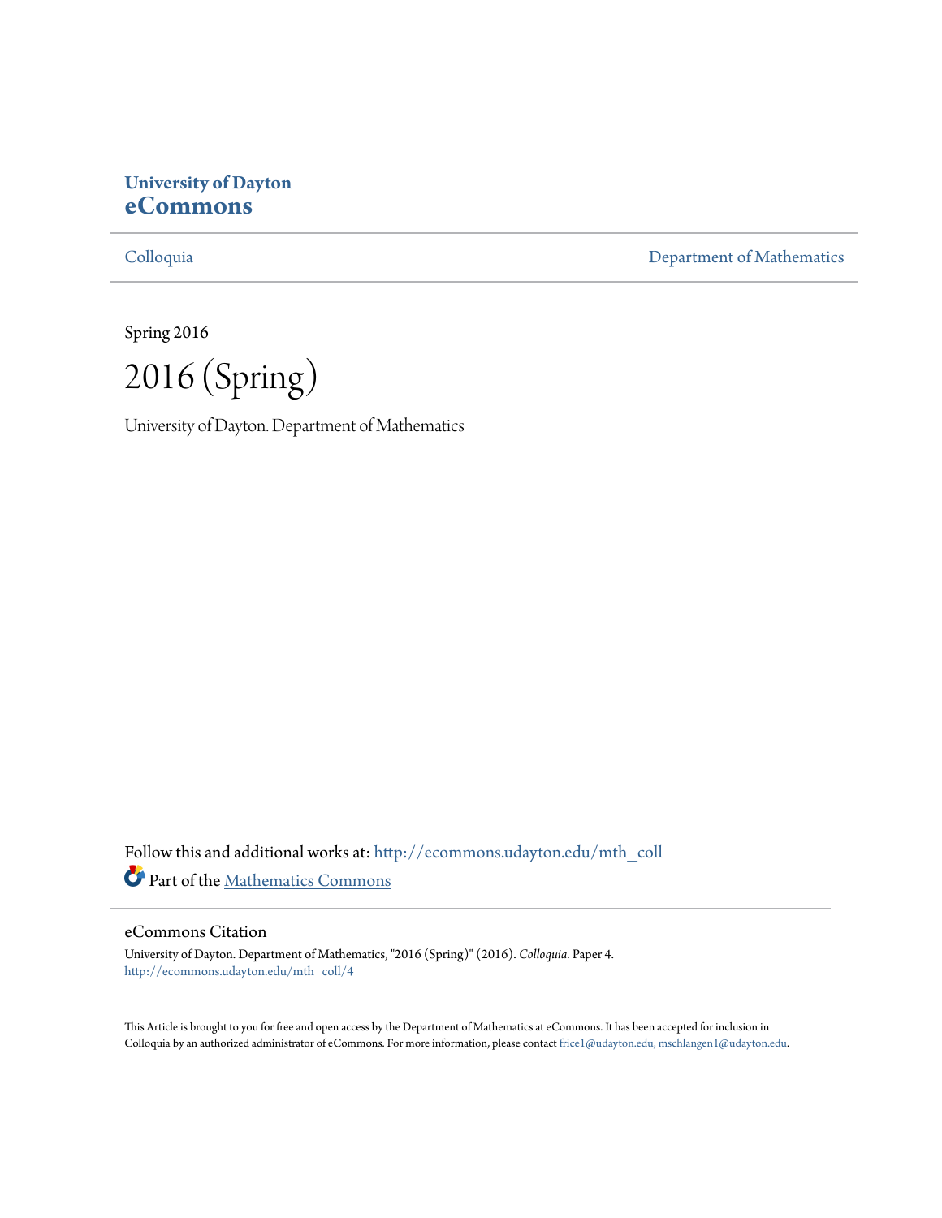**University of Dayton**
**eCommons**

Colloquia | Department of Mathematics

Spring 2016

# 2016 (Spring)

University of Dayton. Department of Mathematics

Follow this and additional works at: http://ecommons.udayton.edu/mth_coll

Part of the Mathematics Commons

## eCommons Citation

University of Dayton. Department of Mathematics, "2016 (Spring)" (2016). *Colloquia.* Paper 4.
http://ecommons.udayton.edu/mth_coll/4

This Article is brought to you for free and open access by the Department of Mathematics at eCommons. It has been accepted for inclusion in Colloquia by an authorized administrator of eCommons. For more information, please contact frice1@udayton.edu, mschlangen1@udayton.edu.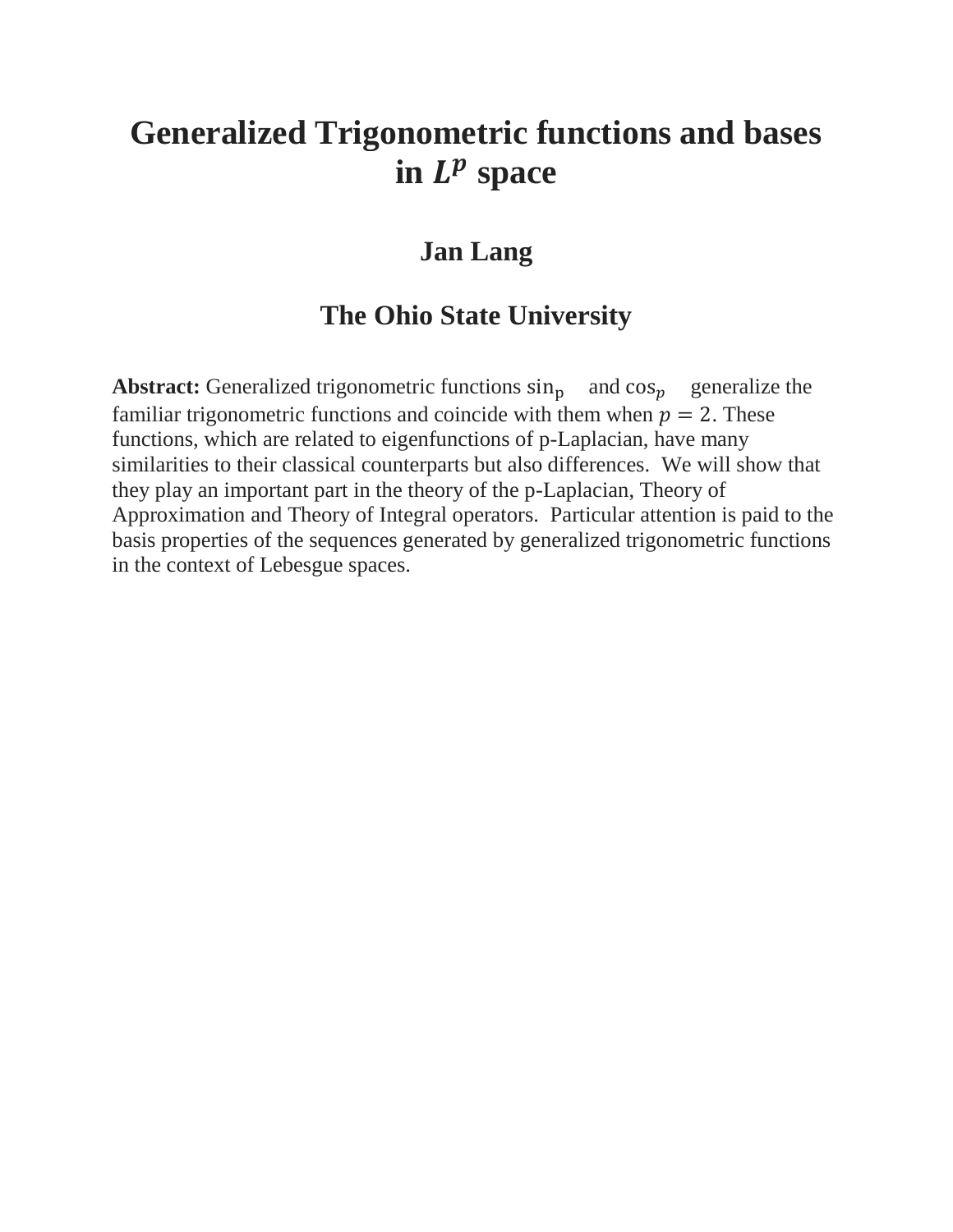# Generalized Trigonometric functions and bases in $L^p$ space

**Jan Lang**

**The Ohio State University**

**Abstract:** Generalized trigonometric functions $\sin_p$ and $\cos_p$ generalize the familiar trigonometric functions and coincide with them when $p = 2$. These functions, which are related to eigenfunctions of p-Laplacian, have many similarities to their classical counterparts but also differences. We will show that they play an important part in the theory of the p-Laplacian, Theory of Approximation and Theory of Integral operators. Particular attention is paid to the basis properties of the sequences generated by generalized trigonometric functions in the context of Lebesgue spaces.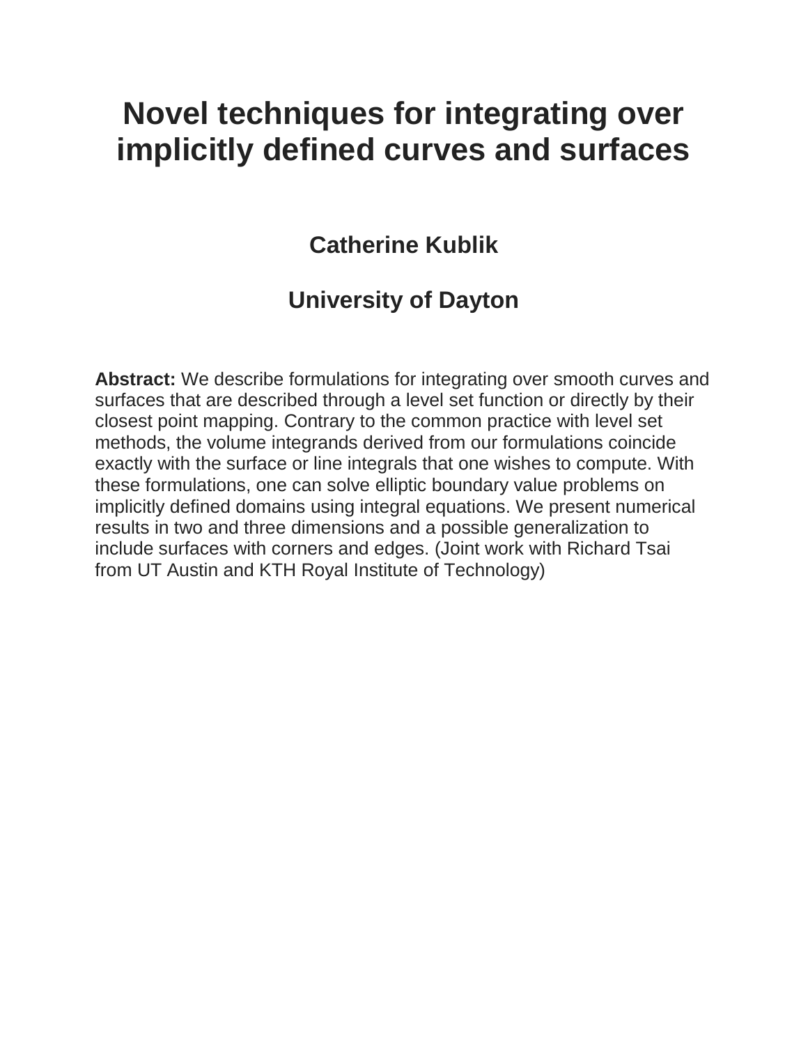# Novel techniques for integrating over implicitly defined curves and surfaces

### Catherine Kublik

### University of Dayton

**Abstract:** We describe formulations for integrating over smooth curves and surfaces that are described through a level set function or directly by their closest point mapping. Contrary to the common practice with level set methods, the volume integrands derived from our formulations coincide exactly with the surface or line integrals that one wishes to compute. With these formulations, one can solve elliptic boundary value problems on implicitly defined domains using integral equations. We present numerical results in two and three dimensions and a possible generalization to include surfaces with corners and edges. (Joint work with Richard Tsai from UT Austin and KTH Royal Institute of Technology)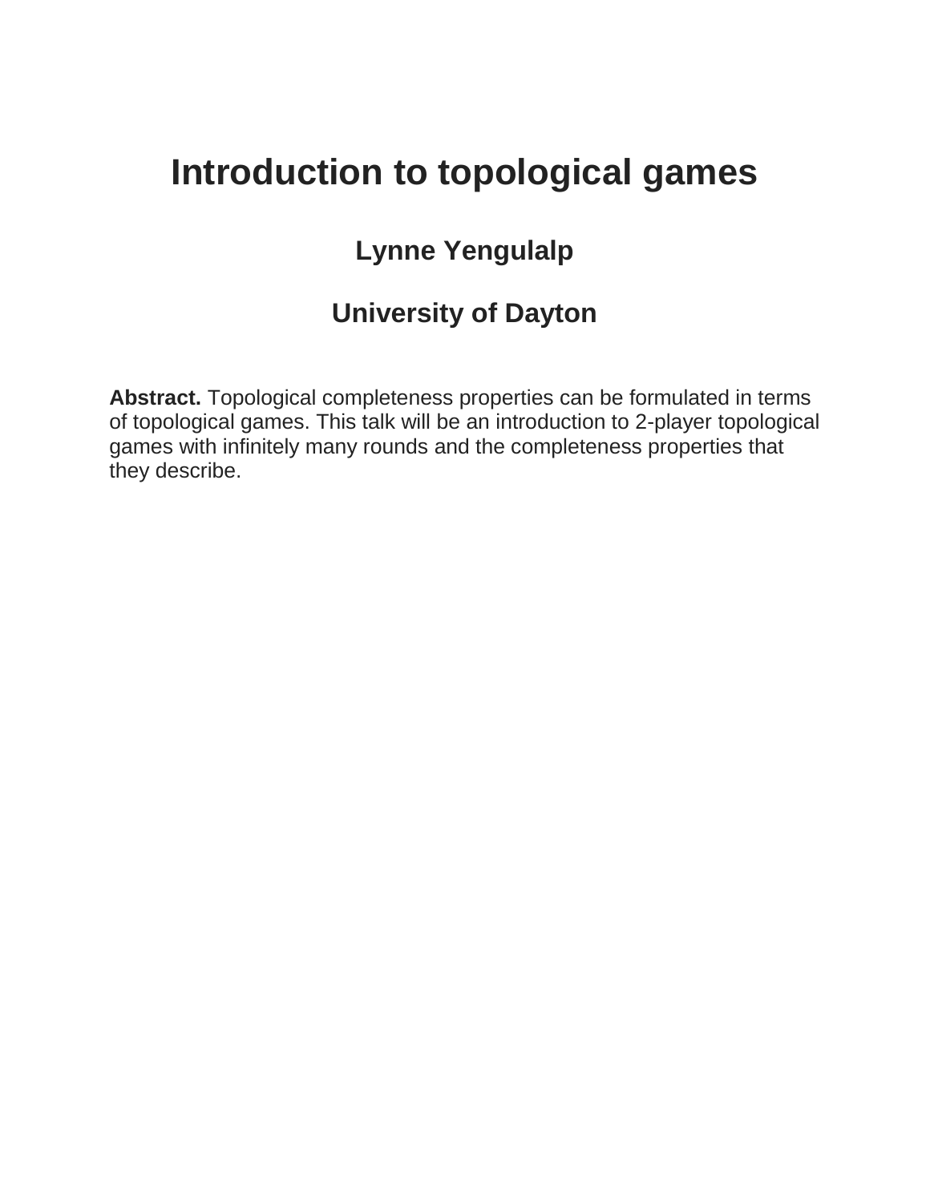# Introduction to topological games

## Lynne Yengulalp

## University of Dayton

**Abstract.** Topological completeness properties can be formulated in terms of topological games. This talk will be an introduction to 2-player topological games with infinitely many rounds and the completeness properties that they describe.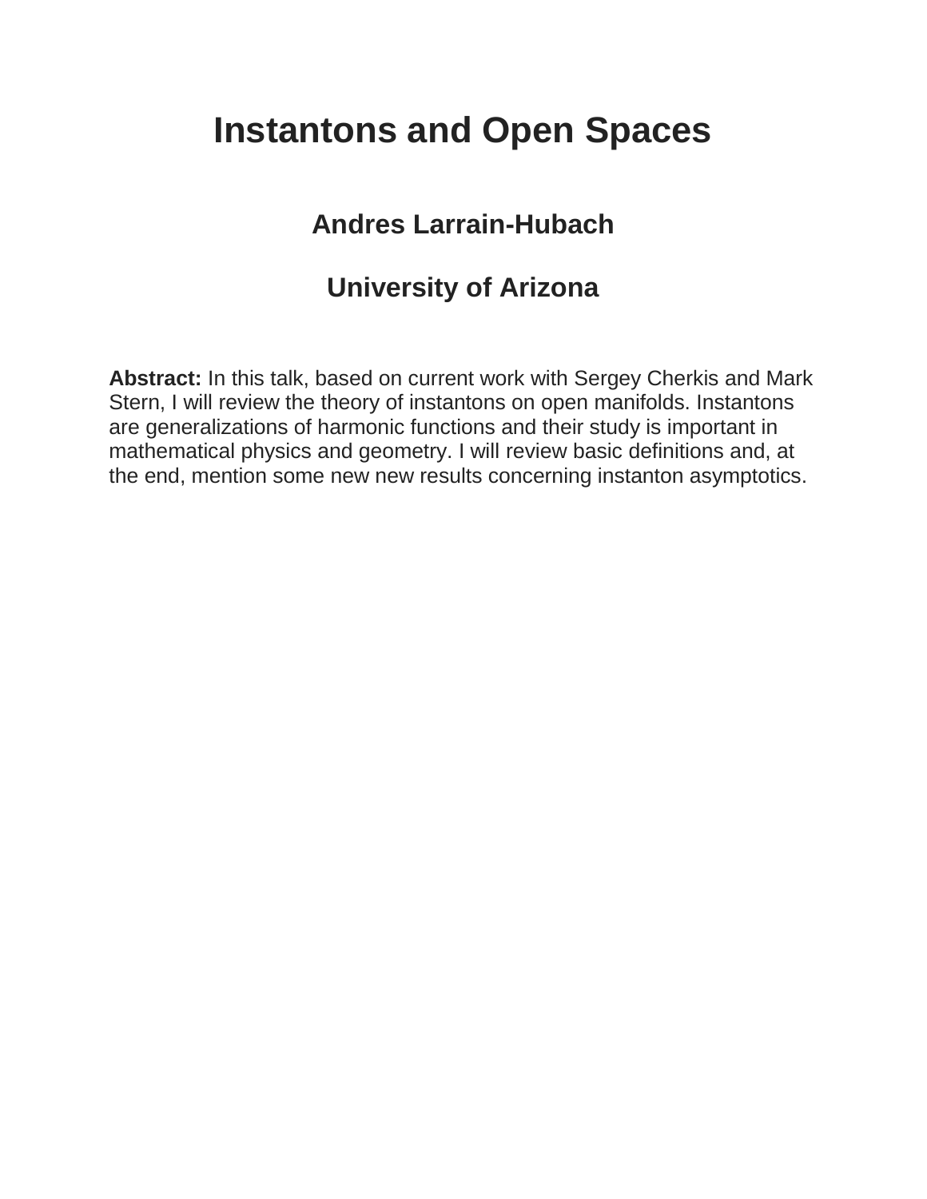# Instantons and Open Spaces

## Andres Larrain-Hubach

## University of Arizona

**Abstract:** In this talk, based on current work with Sergey Cherkis and Mark Stern, I will review the theory of instantons on open manifolds. Instantons are generalizations of harmonic functions and their study is important in mathematical physics and geometry. I will review basic definitions and, at the end, mention some new new results concerning instanton asymptotics.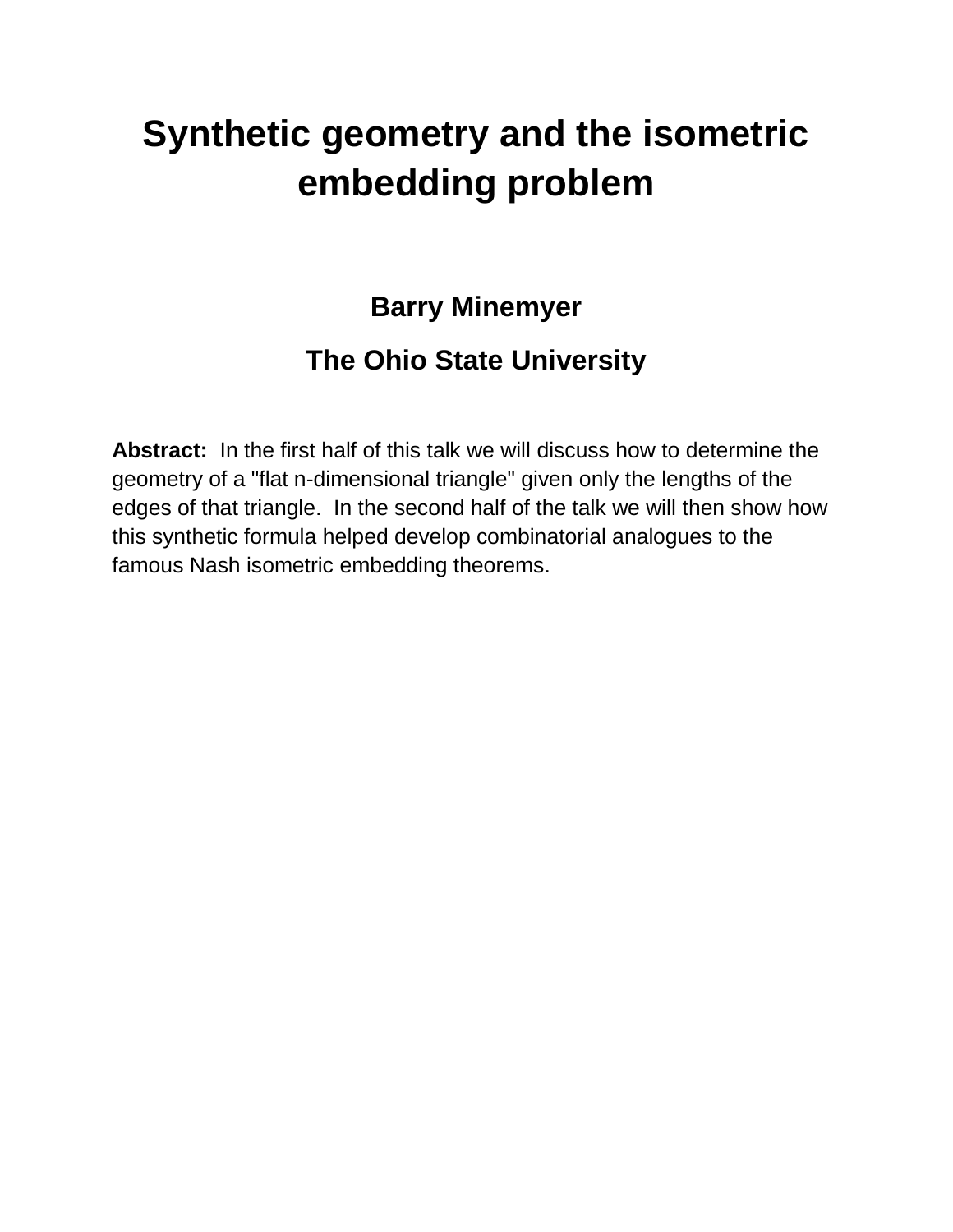# Synthetic geometry and the isometric embedding problem

**Barry Minemyer**

**The Ohio State University**

**Abstract:** In the first half of this talk we will discuss how to determine the geometry of a "flat n-dimensional triangle" given only the lengths of the edges of that triangle. In the second half of the talk we will then show how this synthetic formula helped develop combinatorial analogues to the famous Nash isometric embedding theorems.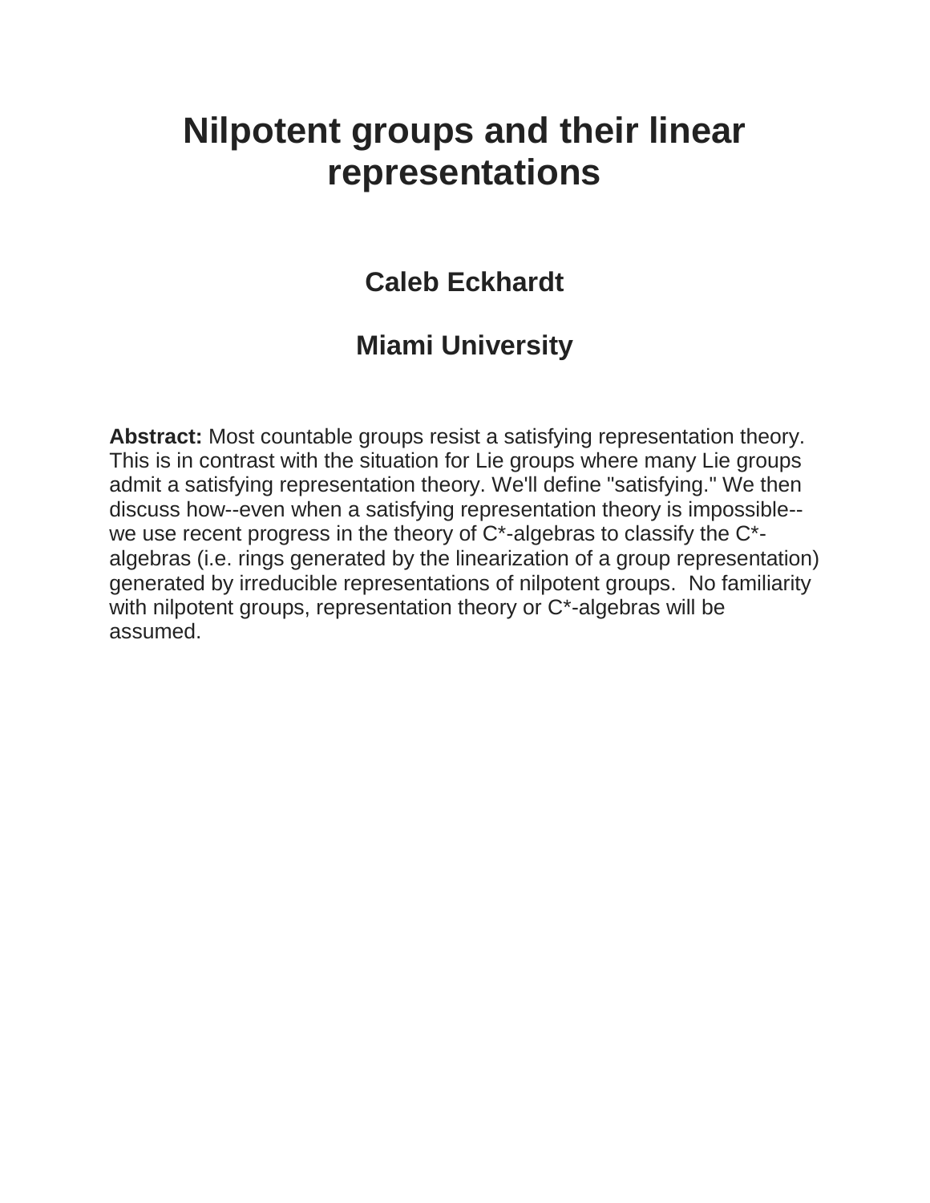# Nilpotent groups and their linear representations

### Caleb Eckhardt

### Miami University

**Abstract:** Most countable groups resist a satisfying representation theory. This is in contrast with the situation for Lie groups where many Lie groups admit a satisfying representation theory. We'll define "satisfying." We then discuss how--even when a satisfying representation theory is impossible--we use recent progress in the theory of C*-algebras to classify the C*-algebras (i.e. rings generated by the linearization of a group representation) generated by irreducible representations of nilpotent groups. No familiarity with nilpotent groups, representation theory or C*-algebras will be assumed.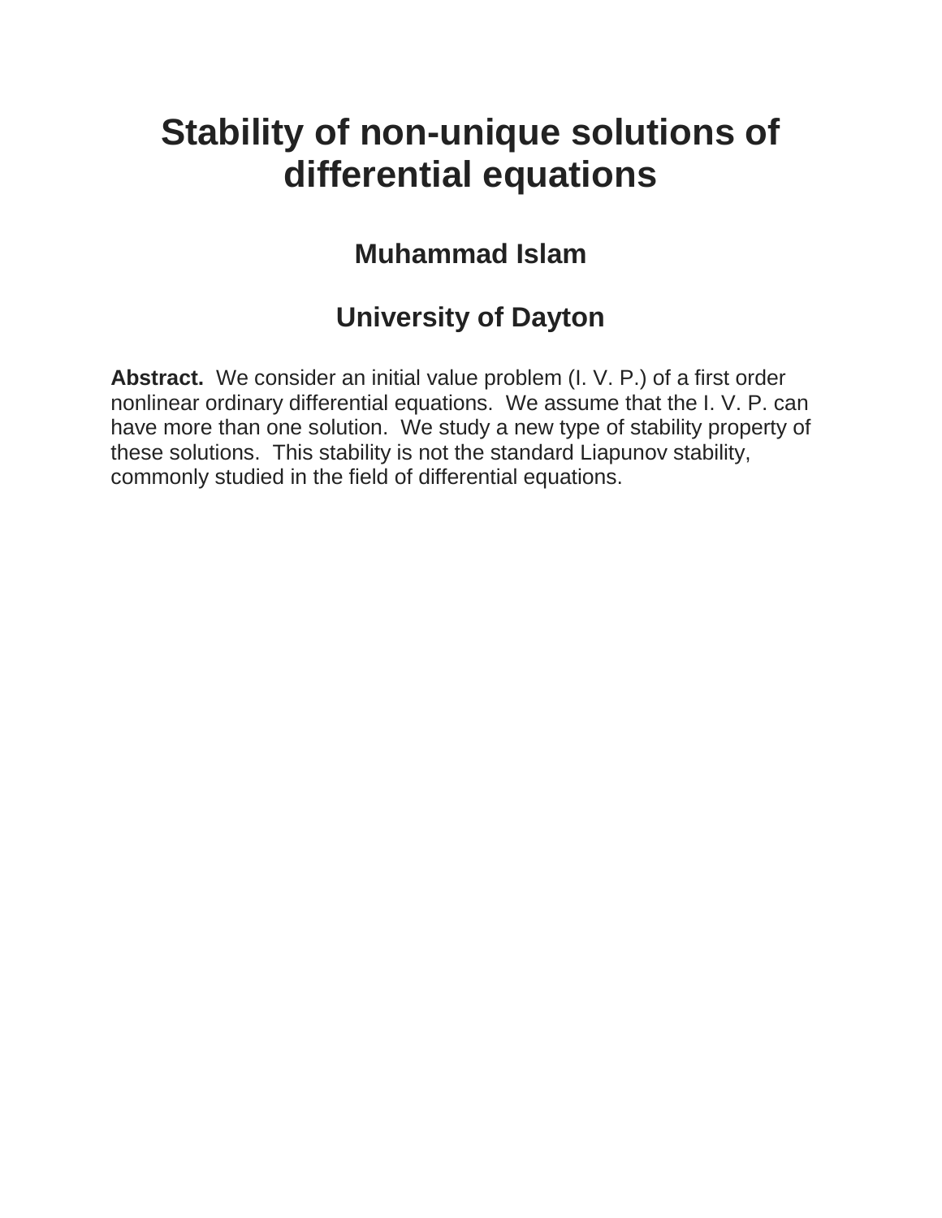# Stability of non-unique solutions of differential equations

### Muhammad Islam

### University of Dayton

**Abstract.** We consider an initial value problem (I. V. P.) of a first order nonlinear ordinary differential equations. We assume that the I. V. P. can have more than one solution. We study a new type of stability property of these solutions. This stability is not the standard Liapunov stability, commonly studied in the field of differential equations.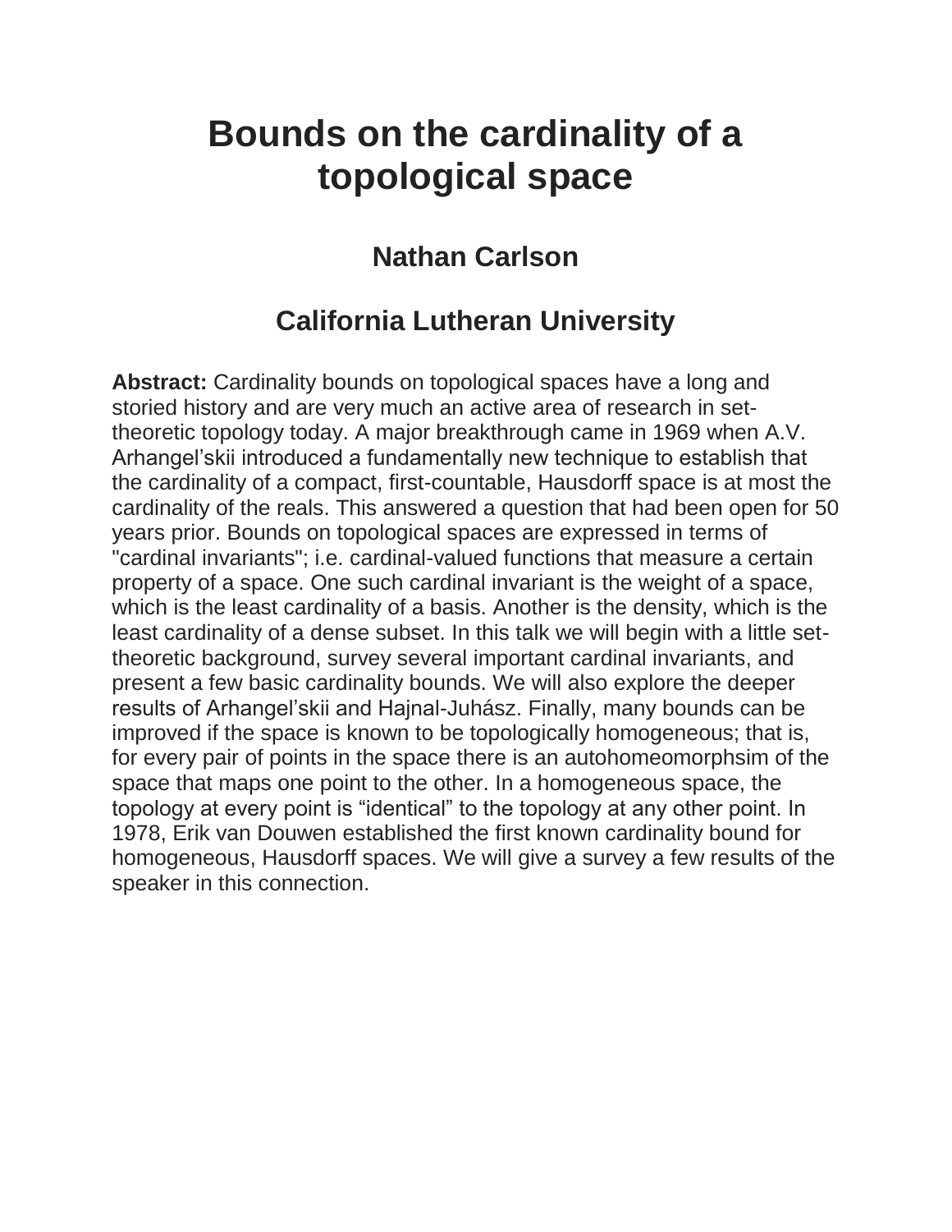# Bounds on the cardinality of a topological space

## Nathan Carlson

## California Lutheran University

**Abstract:** Cardinality bounds on topological spaces have a long and storied history and are very much an active area of research in set-theoretic topology today. A major breakthrough came in 1969 when A.V. Arhangel'skii introduced a fundamentally new technique to establish that the cardinality of a compact, first-countable, Hausdorff space is at most the cardinality of the reals. This answered a question that had been open for 50 years prior. Bounds on topological spaces are expressed in terms of "cardinal invariants"; i.e. cardinal-valued functions that measure a certain property of a space. One such cardinal invariant is the weight of a space, which is the least cardinality of a basis. Another is the density, which is the least cardinality of a dense subset. In this talk we will begin with a little set-theoretic background, survey several important cardinal invariants, and present a few basic cardinality bounds. We will also explore the deeper results of Arhangel'skii and Hajnal-Juhász. Finally, many bounds can be improved if the space is known to be topologically homogeneous; that is, for every pair of points in the space there is an autohomeomorphsim of the space that maps one point to the other. In a homogeneous space, the topology at every point is "identical" to the topology at any other point. In 1978, Erik van Douwen established the first known cardinality bound for homogeneous, Hausdorff spaces. We will give a survey a few results of the speaker in this connection.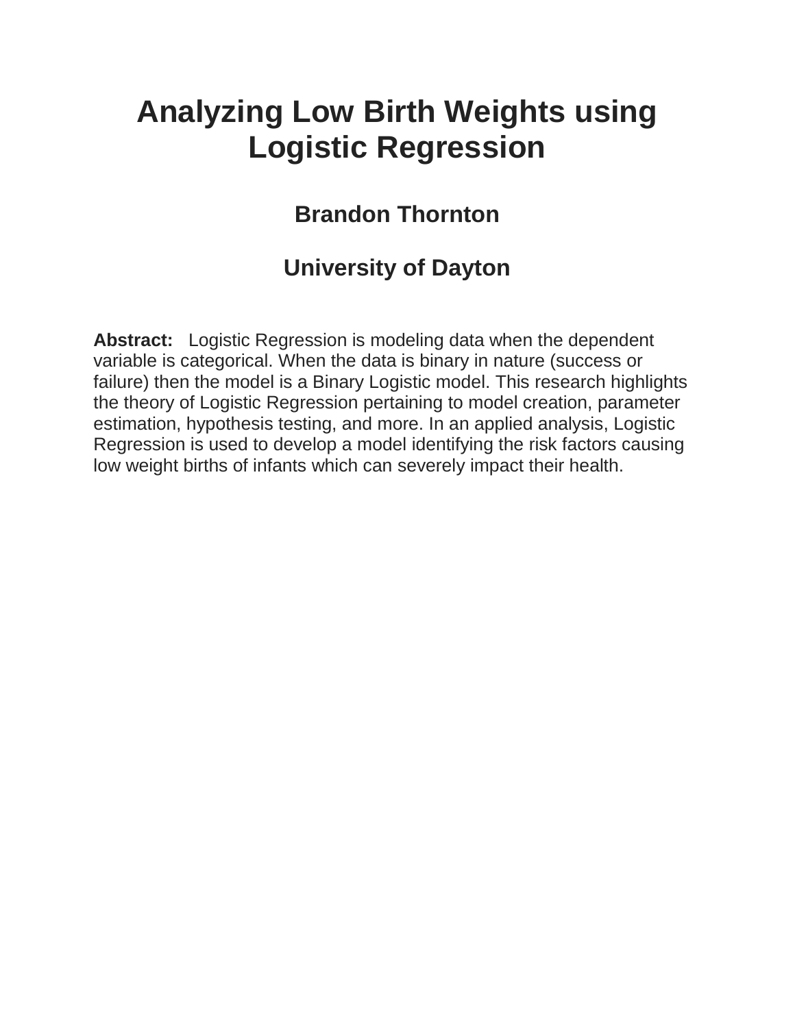# Analyzing Low Birth Weights using Logistic Regression

### Brandon Thornton

### University of Dayton

**Abstract:** Logistic Regression is modeling data when the dependent variable is categorical. When the data is binary in nature (success or failure) then the model is a Binary Logistic model. This research highlights the theory of Logistic Regression pertaining to model creation, parameter estimation, hypothesis testing, and more. In an applied analysis, Logistic Regression is used to develop a model identifying the risk factors causing low weight births of infants which can severely impact their health.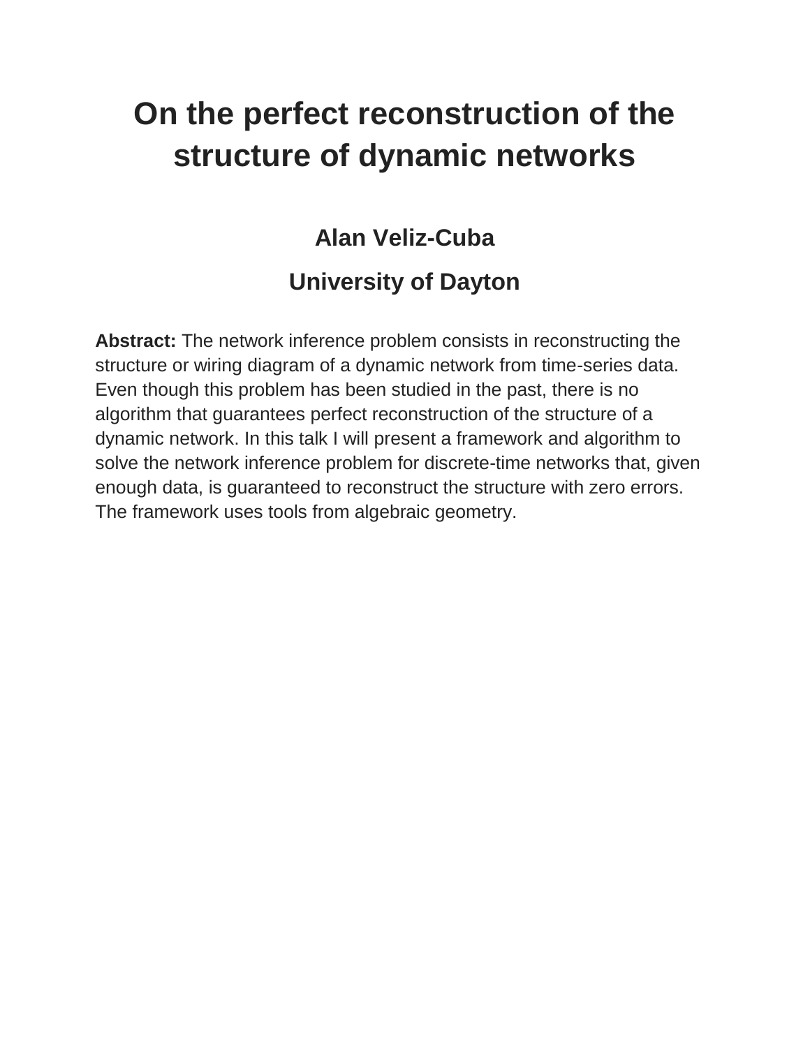# On the perfect reconstruction of the structure of dynamic networks

### Alan Veliz-Cuba

### University of Dayton

**Abstract:** The network inference problem consists in reconstructing the structure or wiring diagram of a dynamic network from time-series data. Even though this problem has been studied in the past, there is no algorithm that guarantees perfect reconstruction of the structure of a dynamic network. In this talk I will present a framework and algorithm to solve the network inference problem for discrete-time networks that, given enough data, is guaranteed to reconstruct the structure with zero errors. The framework uses tools from algebraic geometry.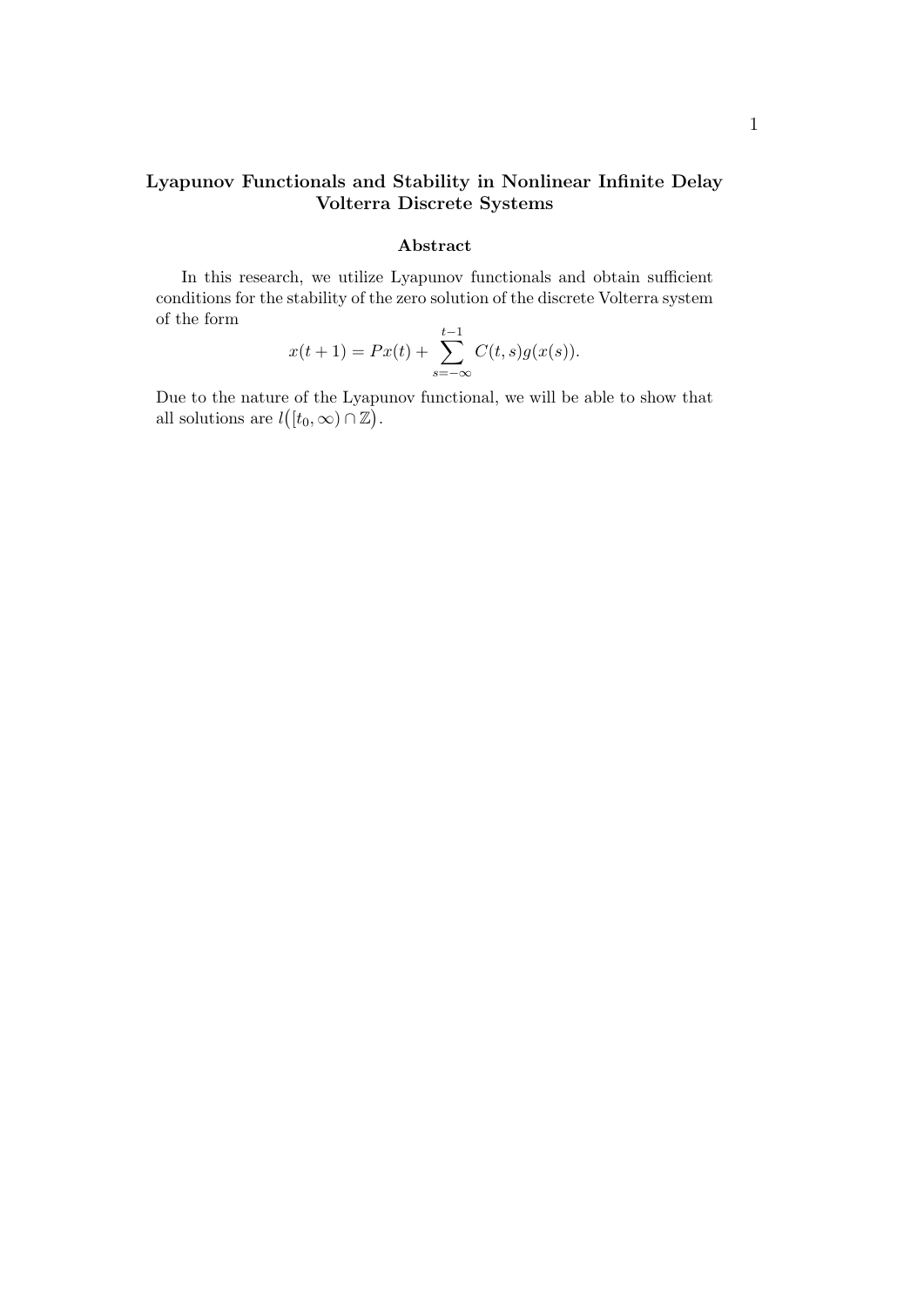## Lyapunov Functionals and Stability in Nonlinear Infinite Delay Volterra Discrete Systems

### Abstract

In this research, we utilize Lyapunov functionals and obtain sufficient conditions for the stability of the zero solution of the discrete Volterra system of the form

$$x(t+1) = Px(t) + \sum_{s=-\infty}^{t-1} C(t,s)g(x(s)).$$

Due to the nature of the Lyapunov functional, we will be able to show that all solutions are $l\big([t_0,\infty)\cap\mathbb{Z}\big)$.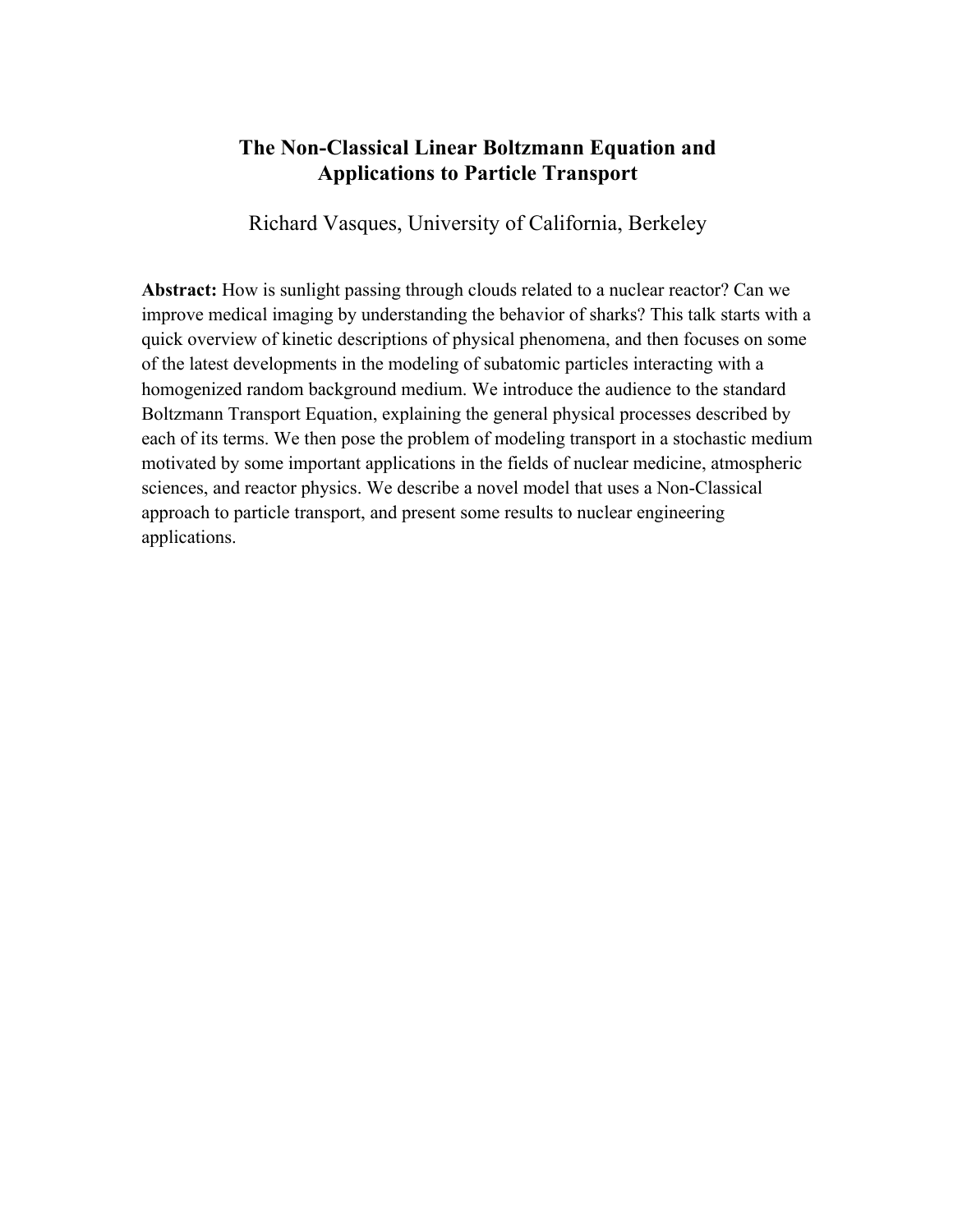# The Non-Classical Linear Boltzmann Equation and Applications to Particle Transport

Richard Vasques, University of California, Berkeley

**Abstract:** How is sunlight passing through clouds related to a nuclear reactor? Can we improve medical imaging by understanding the behavior of sharks? This talk starts with a quick overview of kinetic descriptions of physical phenomena, and then focuses on some of the latest developments in the modeling of subatomic particles interacting with a homogenized random background medium. We introduce the audience to the standard Boltzmann Transport Equation, explaining the general physical processes described by each of its terms. We then pose the problem of modeling transport in a stochastic medium motivated by some important applications in the fields of nuclear medicine, atmospheric sciences, and reactor physics. We describe a novel model that uses a Non-Classical approach to particle transport, and present some results to nuclear engineering applications.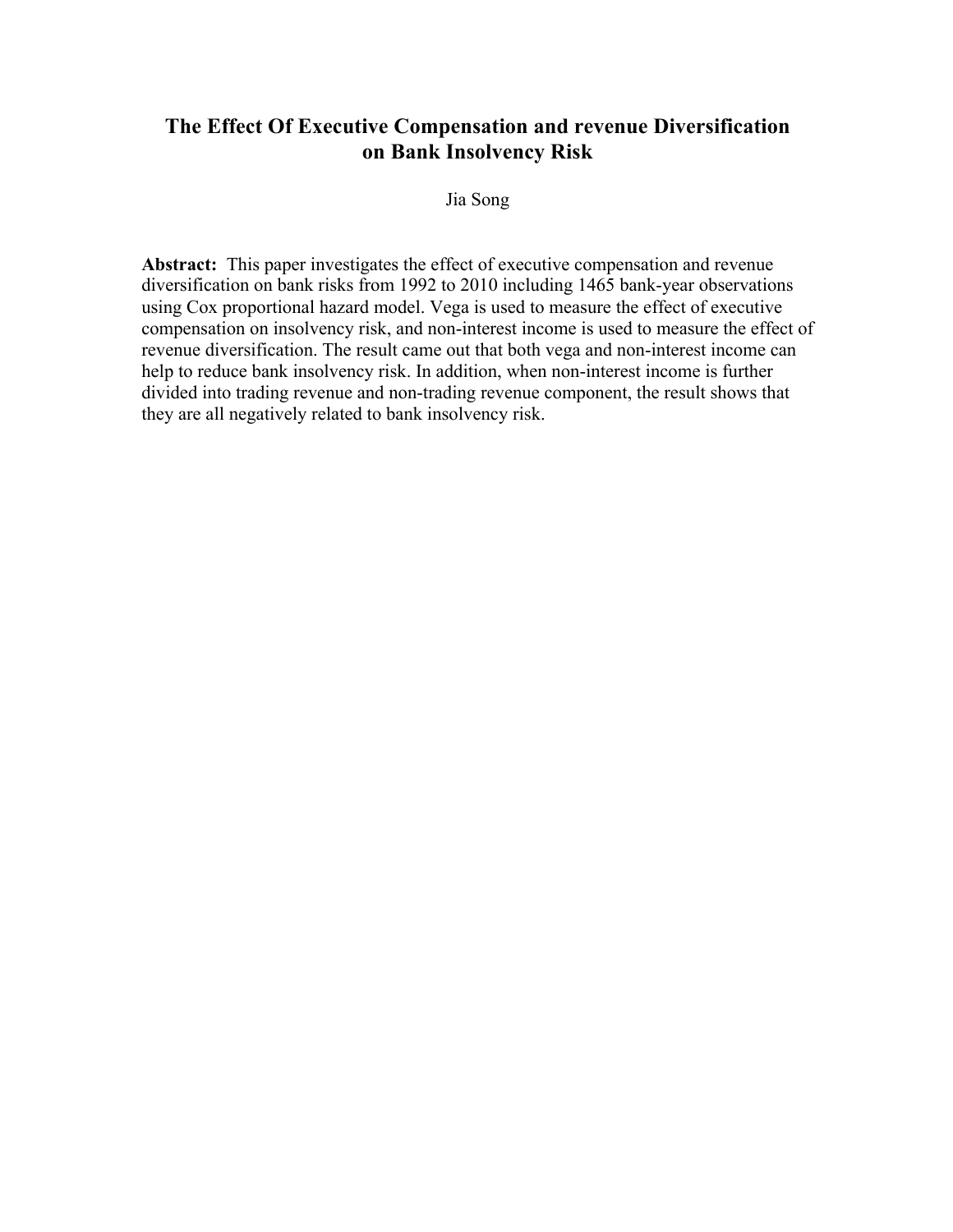# The Effect Of Executive Compensation and revenue Diversification on Bank Insolvency Risk

Jia Song

**Abstract:** This paper investigates the effect of executive compensation and revenue diversification on bank risks from 1992 to 2010 including 1465 bank-year observations using Cox proportional hazard model. Vega is used to measure the effect of executive compensation on insolvency risk, and non-interest income is used to measure the effect of revenue diversification. The result came out that both vega and non-interest income can help to reduce bank insolvency risk. In addition, when non-interest income is further divided into trading revenue and non-trading revenue component, the result shows that they are all negatively related to bank insolvency risk.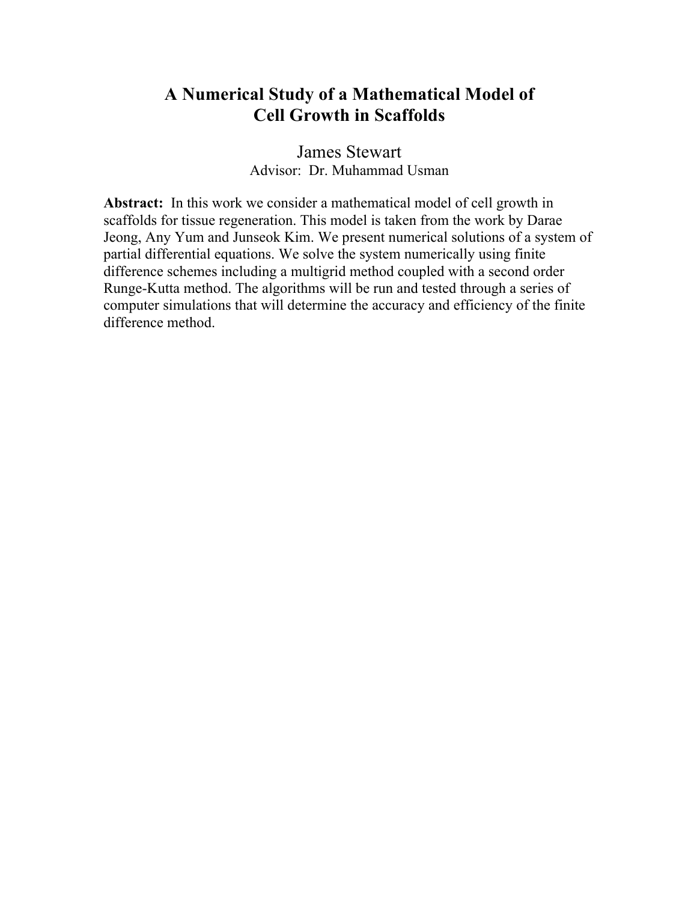# A Numerical Study of a Mathematical Model of Cell Growth in Scaffolds

James Stewart

Advisor: Dr. Muhammad Usman

**Abstract:** In this work we consider a mathematical model of cell growth in scaffolds for tissue regeneration. This model is taken from the work by Darae Jeong, Any Yum and Junseok Kim. We present numerical solutions of a system of partial differential equations. We solve the system numerically using finite difference schemes including a multigrid method coupled with a second order Runge-Kutta method. The algorithms will be run and tested through a series of computer simulations that will determine the accuracy and efficiency of the finite difference method.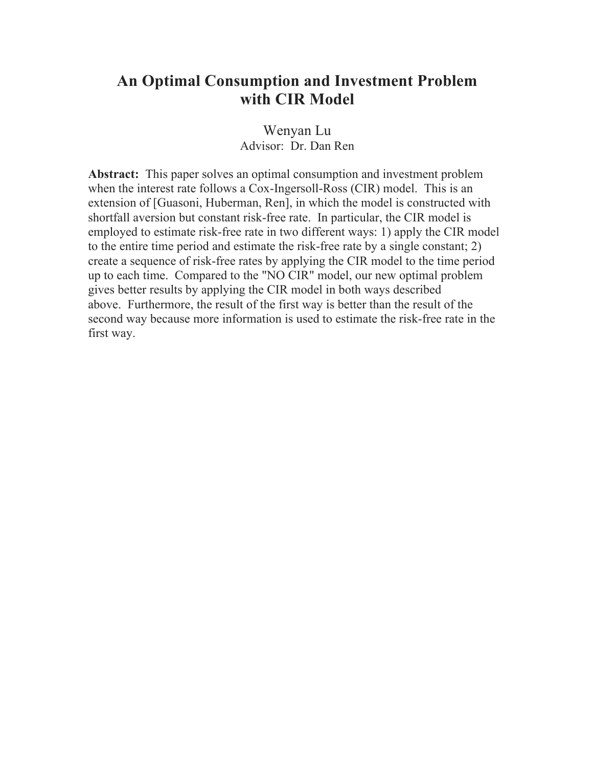# An Optimal Consumption and Investment Problem with CIR Model

Wenyan Lu

Advisor: Dr. Dan Ren

**Abstract:** This paper solves an optimal consumption and investment problem when the interest rate follows a Cox-Ingersoll-Ross (CIR) model. This is an extension of [Guasoni, Huberman, Ren], in which the model is constructed with shortfall aversion but constant risk-free rate. In particular, the CIR model is employed to estimate risk-free rate in two different ways: 1) apply the CIR model to the entire time period and estimate the risk-free rate by a single constant; 2) create a sequence of risk-free rates by applying the CIR model to the time period up to each time. Compared to the "NO CIR" model, our new optimal problem gives better results by applying the CIR model in both ways described above. Furthermore, the result of the first way is better than the result of the second way because more information is used to estimate the risk-free rate in the first way.